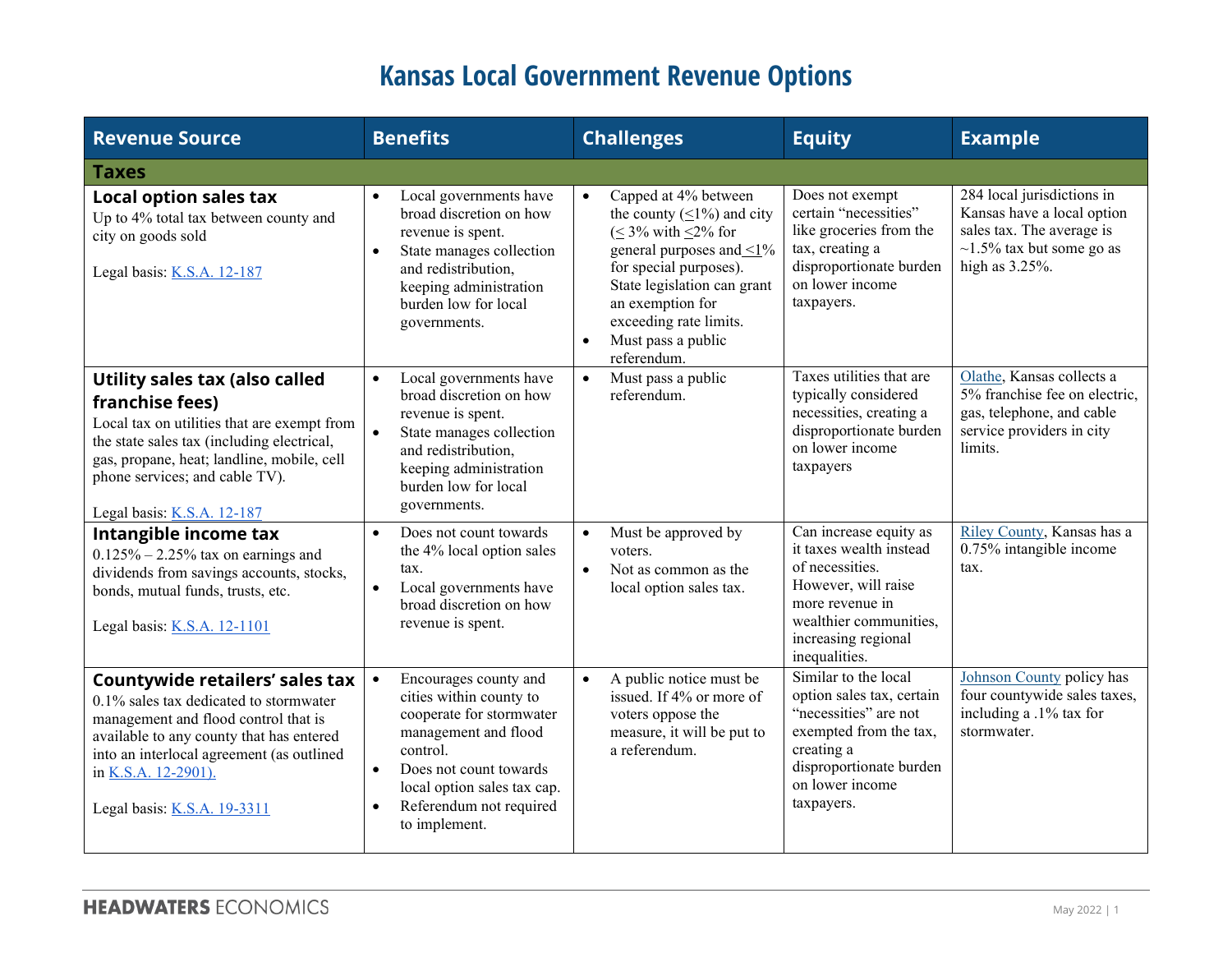# Kansas Local Government Revenue Options

| Revenue Source | Benefits | Challenges | Equity | Example |
|---|---|---|---|---|
| **Taxes** | | | | |
| **Local option sales tax**<br>Up to 4% total tax between county and city on goods sold<br><br>Legal basis: K.S.A. 12-187 | • Local governments have broad discretion on how revenue is spent.<br>• State manages collection and redistribution, keeping administration burden low for local governments. | • Capped at 4% between the county (≤1%) and city (≤ 3% with ≤2% for general purposes and ≤1% for special purposes). State legislation can grant an exemption for exceeding rate limits.<br>• Must pass a public referendum. | Does not exempt certain "necessities" like groceries from the tax, creating a disproportionate burden on lower income taxpayers. | 284 local jurisdictions in Kansas have a local option sales tax. The average is ~1.5% tax but some go as high as 3.25%. |
| **Utility sales tax (also called franchise fees)**<br>Local tax on utilities that are exempt from the state sales tax (including electrical, gas, propane, heat; landline, mobile, cell phone services; and cable TV).<br><br>Legal basis: K.S.A. 12-187 | • Local governments have broad discretion on how revenue is spent.<br>• State manages collection and redistribution, keeping administration burden low for local governments. | • Must pass a public referendum. | Taxes utilities that are typically considered necessities, creating a disproportionate burden on lower income taxpayers | Olathe, Kansas collects a 5% franchise fee on electric, gas, telephone, and cable service providers in city limits. |
| **Intangible income tax**<br>0.125% – 2.25% tax on earnings and dividends from savings accounts, stocks, bonds, mutual funds, trusts, etc.<br><br>Legal basis: K.S.A. 12-1101 | • Does not count towards the 4% local option sales tax.<br>• Local governments have broad discretion on how revenue is spent. | • Must be approved by voters.<br>• Not as common as the local option sales tax. | Can increase equity as it taxes wealth instead of necessities. However, will raise more revenue in wealthier communities, increasing regional inequalities. | Riley County, Kansas has a 0.75% intangible income tax. |
| **Countywide retailers' sales tax**<br>0.1% sales tax dedicated to stormwater management and flood control that is available to any county that has entered into an interlocal agreement (as outlined in K.S.A. 12-2901).<br><br>Legal basis: K.S.A. 19-3311 | • Encourages county and cities within county to cooperate for stormwater management and flood control.<br>• Does not count towards local option sales tax cap.<br>• Referendum not required to implement. | • A public notice must be issued. If 4% or more of voters oppose the measure, it will be put to a referendum. | Similar to the local option sales tax, certain "necessities" are not exempted from the tax, creating a disproportionate burden on lower income taxpayers. | Johnson County policy has four countywide sales taxes, including a .1% tax for stormwater. |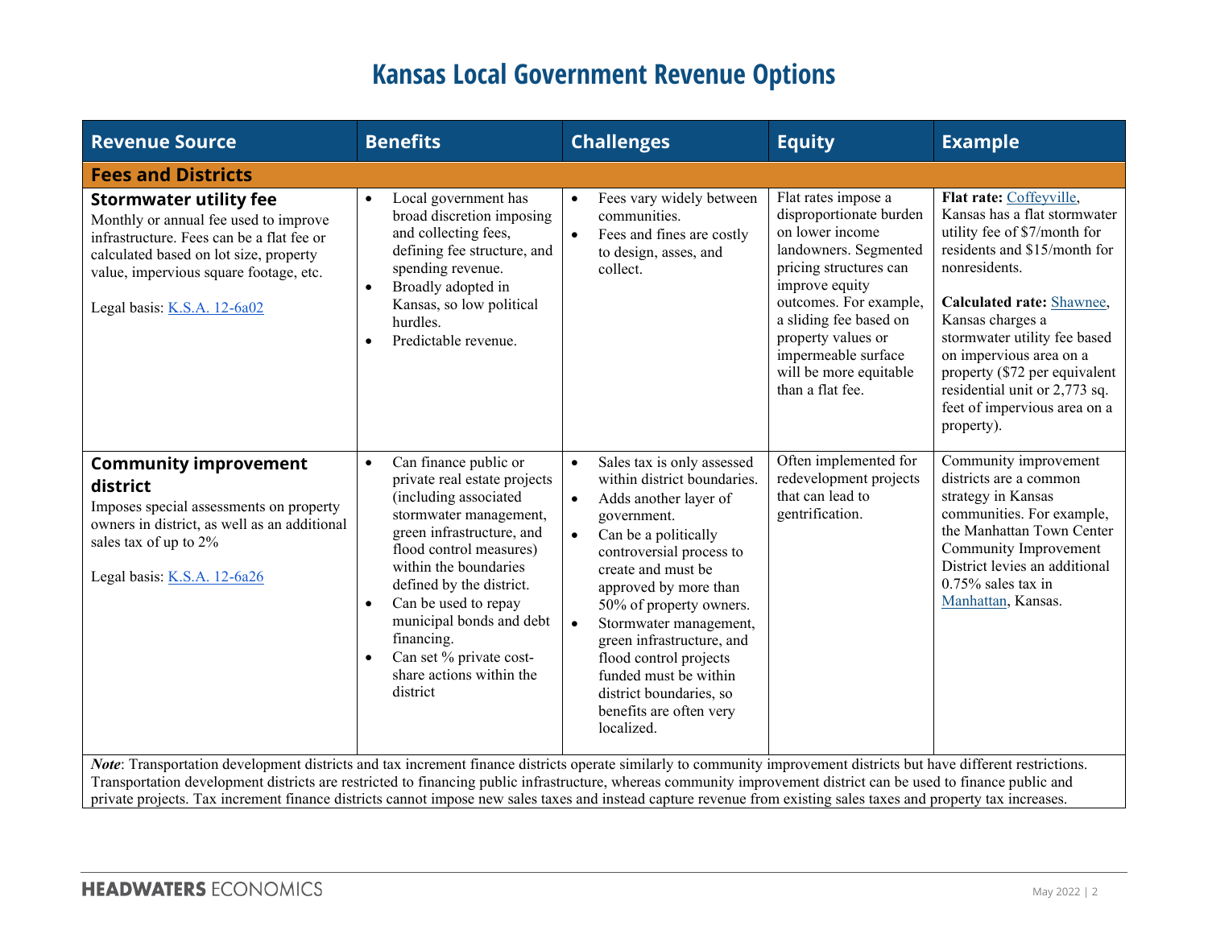# Kansas Local Government Revenue Options

| Revenue Source | Benefits | Challenges | Equity | Example |
|---|---|---|---|---|
| **Fees and Districts** | | | | |
| **Stormwater utility fee**<br>Monthly or annual fee used to improve infrastructure. Fees can be a flat fee or calculated based on lot size, property value, impervious square footage, etc.<br><br>Legal basis: [K.S.A. 12-6a02]() | • Local government has broad discretion imposing and collecting fees, defining fee structure, and spending revenue.<br>• Broadly adopted in Kansas, so low political hurdles.<br>• Predictable revenue. | • Fees vary widely between communities.<br>• Fees and fines are costly to design, asses, and collect. | Flat rates impose a disproportionate burden on lower income landowners. Segmented pricing structures can improve equity outcomes. For example, a sliding fee based on property values or impermeable surface will be more equitable than a flat fee. | **Flat rate:** [Coffeyville](), Kansas has a flat stormwater utility fee of $7/month for residents and $15/month for nonresidents.<br><br>**Calculated rate:** [Shawnee](), Kansas charges a stormwater utility fee based on impervious area on a property ($72 per equivalent residential unit or 2,773 sq. feet of impervious area on a property). |
| **Community improvement district**<br>Imposes special assessments on property owners in district, as well as an additional sales tax of up to 2%<br><br>Legal basis: [K.S.A. 12-6a26]() | • Can finance public or private real estate projects (including associated stormwater management, green infrastructure, and flood control measures) within the boundaries defined by the district.<br>• Can be used to repay municipal bonds and debt financing.<br>• Can set % private cost-share actions within the district | • Sales tax is only assessed within district boundaries.<br>• Adds another layer of government.<br>• Can be a politically controversial process to create and must be approved by more than 50% of property owners.<br>• Stormwater management, green infrastructure, and flood control projects funded must be within district boundaries, so benefits are often very localized. | Often implemented for redevelopment projects that can lead to gentrification. | Community improvement districts are a common strategy in Kansas communities. For example, the Manhattan Town Center Community Improvement District levies an additional 0.75% sales tax in [Manhattan](), Kansas. |

***Note***: Transportation development districts and tax increment finance districts operate similarly to community improvement districts but have different restrictions. Transportation development districts are restricted to financing public infrastructure, whereas community improvement district can be used to finance public and private projects. Tax increment finance districts cannot impose new sales taxes and instead capture revenue from existing sales taxes and property tax increases.